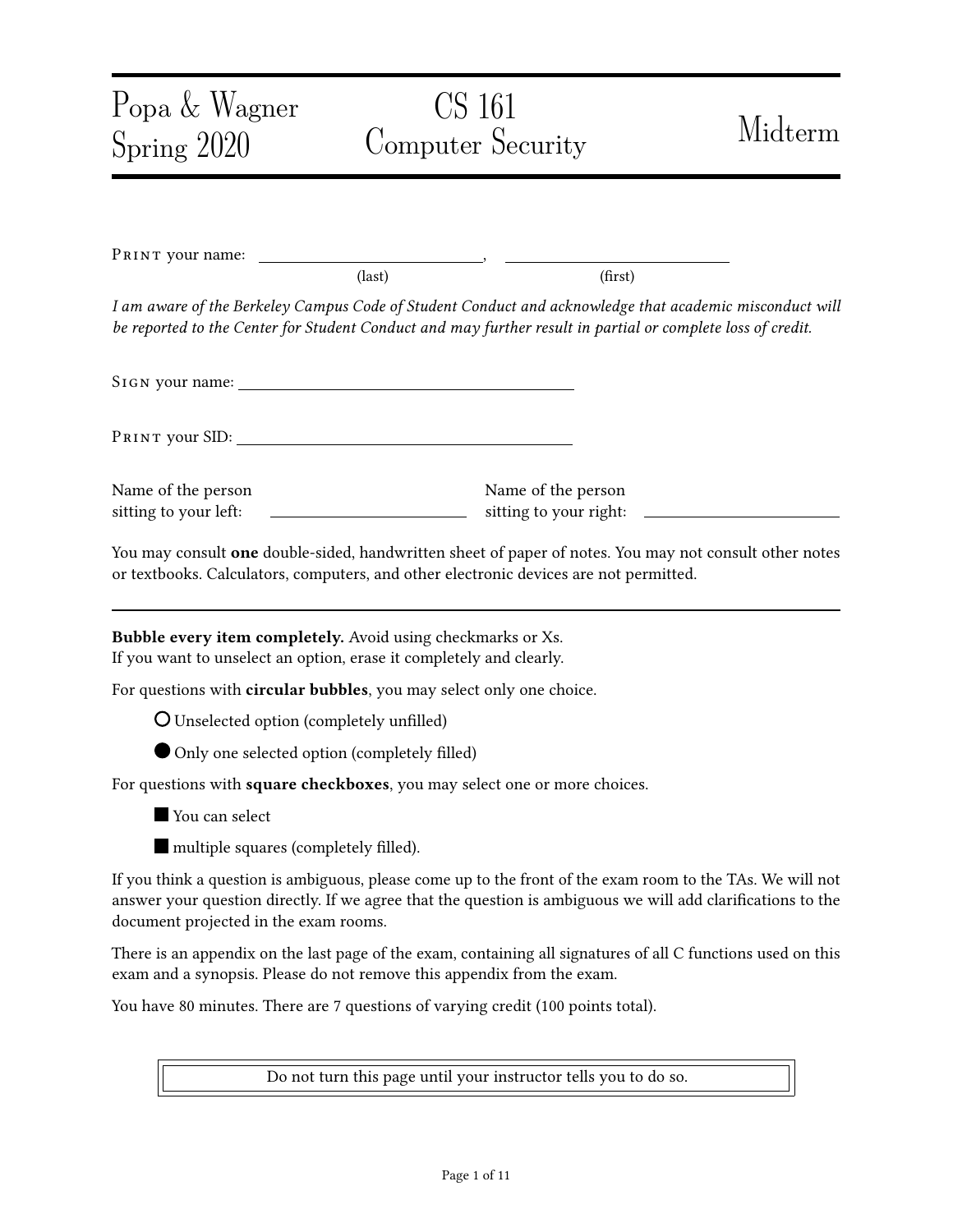Popa & Wagner
Spring 2020

# CS 161 Computer Security

# Midterm

PRINT your name: \_\_\_\_\_\_\_\_\_\_\_\_\_\_\_\_\_\_\_\_\_\_\_\_\_\_\_\_, \_\_\_\_\_\_\_\_\_\_\_\_\_\_\_\_\_\_\_\_\_\_\_\_\_\_\_\_
(last) (first)

*I am aware of the Berkeley Campus Code of Student Conduct and acknowledge that academic misconduct will be reported to the Center for Student Conduct and may further result in partial or complete loss of credit.*

SIGN your name: \_\_\_\_\_\_\_\_\_\_\_\_\_\_\_\_\_\_\_\_\_\_\_\_\_\_\_\_\_\_\_\_\_\_\_\_\_\_\_\_

PRINT your SID: \_\_\_\_\_\_\_\_\_\_\_\_\_\_\_\_\_\_\_\_\_\_\_\_\_\_\_\_\_\_\_\_\_\_\_\_\_\_\_\_

Name of the person sitting to your left: \_\_\_\_\_\_\_\_\_\_\_\_\_\_\_\_\_\_\_\_\_\_\_\_

Name of the person sitting to your right: \_\_\_\_\_\_\_\_\_\_\_\_\_\_\_\_\_\_\_\_\_\_\_\_

You may consult **one** double-sided, handwritten sheet of paper of notes. You may not consult other notes or textbooks. Calculators, computers, and other electronic devices are not permitted.

---

**Bubble every item completely.** Avoid using checkmarks or Xs.
If you want to unselect an option, erase it completely and clearly.

For questions with **circular bubbles**, you may select only one choice.

○ Unselected option (completely unfilled)

● Only one selected option (completely filled)

For questions with **square checkboxes**, you may select one or more choices.

■ You can select

■ multiple squares (completely filled).

If you think a question is ambiguous, please come up to the front of the exam room to the TAs. We will not answer your question directly. If we agree that the question is ambiguous we will add clarifications to the document projected in the exam rooms.

There is an appendix on the last page of the exam, containing all signatures of all C functions used on this exam and a synopsis. Please do not remove this appendix from the exam.

You have 80 minutes. There are 7 questions of varying credit (100 points total).

Do not turn this page until your instructor tells you to do so.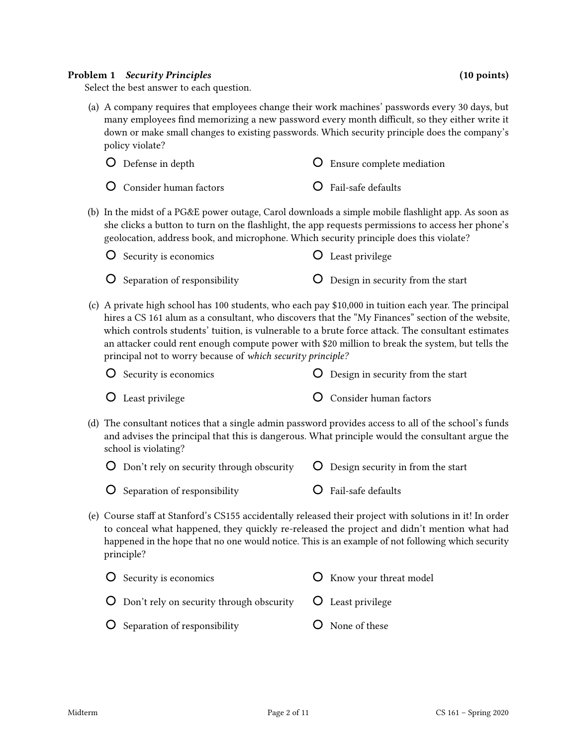**Problem 1** ***Security Principles*** **(10 points)**

Select the best answer to each question.

(a) A company requires that employees change their work machines' passwords every 30 days, but many employees find memorizing a new password every month difficult, so they either write it down or make small changes to existing passwords. Which security principle does the company's policy violate?

- ○ Defense in depth
- ○ Ensure complete mediation
- ○ Consider human factors
- ○ Fail-safe defaults

(b) In the midst of a PG&E power outage, Carol downloads a simple mobile flashlight app. As soon as she clicks a button to turn on the flashlight, the app requests permissions to access her phone's geolocation, address book, and microphone. Which security principle does this violate?

- ○ Security is economics
- ○ Least privilege
- ○ Separation of responsibility
- ○ Design in security from the start

(c) A private high school has 100 students, who each pay $10,000 in tuition each year. The principal hires a CS 161 alum as a consultant, who discovers that the "My Finances" section of the website, which controls students' tuition, is vulnerable to a brute force attack. The consultant estimates an attacker could rent enough compute power with $20 million to break the system, but tells the principal not to worry because of *which security principle?*

- ○ Security is economics
- ○ Design in security from the start
- ○ Least privilege
- ○ Consider human factors

(d) The consultant notices that a single admin password provides access to all of the school's funds and advises the principal that this is dangerous. What principle would the consultant argue the school is violating?

- ○ Don't rely on security through obscurity
- ○ Design security in from the start
- ○ Separation of responsibility
- ○ Fail-safe defaults

(e) Course staff at Stanford's CS155 accidentally released their project with solutions in it! In order to conceal what happened, they quickly re-released the project and didn't mention what had happened in the hope that no one would notice. This is an example of not following which security principle?

- ○ Security is economics
- ○ Know your threat model
- ○ Don't rely on security through obscurity
- ○ Least privilege
- ○ Separation of responsibility
- ○ None of these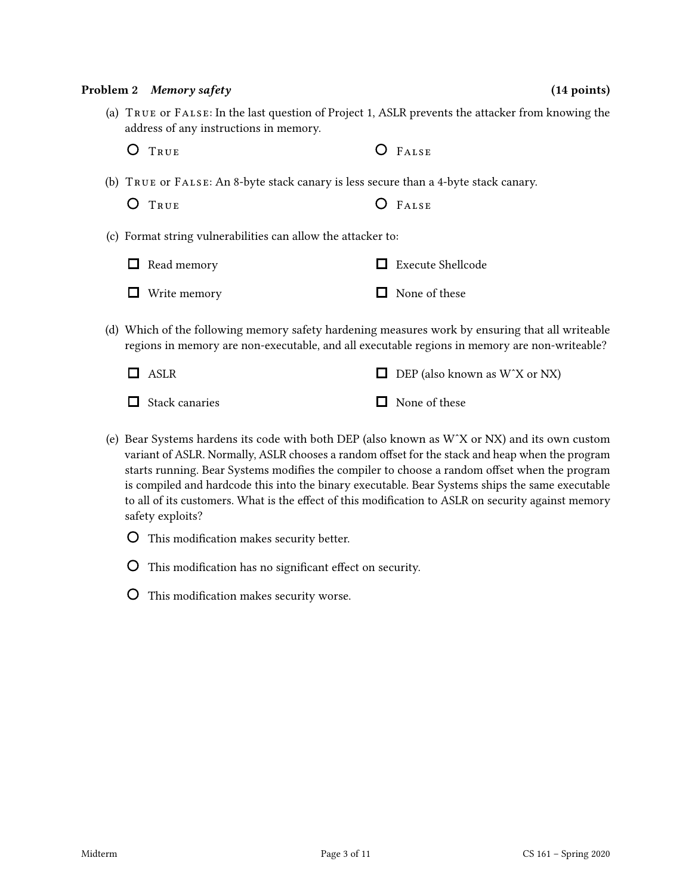**Problem 2** ***Memory safety*** **(14 points)**

(a) True or False: In the last question of Project 1, ASLR prevents the attacker from knowing the address of any instructions in memory.

○ True ○ False

(b) True or False: An 8-byte stack canary is less secure than a 4-byte stack canary.

○ True ○ False

(c) Format string vulnerabilities can allow the attacker to:

☐ Read memory ☐ Execute Shellcode

☐ Write memory ☐ None of these

(d) Which of the following memory safety hardening measures work by ensuring that all writeable regions in memory are non-executable, and all executable regions in memory are non-writeable?

☐ ASLR ☐ DEP (also known as WˆX or NX)

☐ Stack canaries ☐ None of these

(e) Bear Systems hardens its code with both DEP (also known as WˆX or NX) and its own custom variant of ASLR. Normally, ASLR chooses a random offset for the stack and heap when the program starts running. Bear Systems modifies the compiler to choose a random offset when the program is compiled and hardcode this into the binary executable. Bear Systems ships the same executable to all of its customers. What is the effect of this modification to ASLR on security against memory safety exploits?

○ This modification makes security better.

○ This modification has no significant effect on security.

○ This modification makes security worse.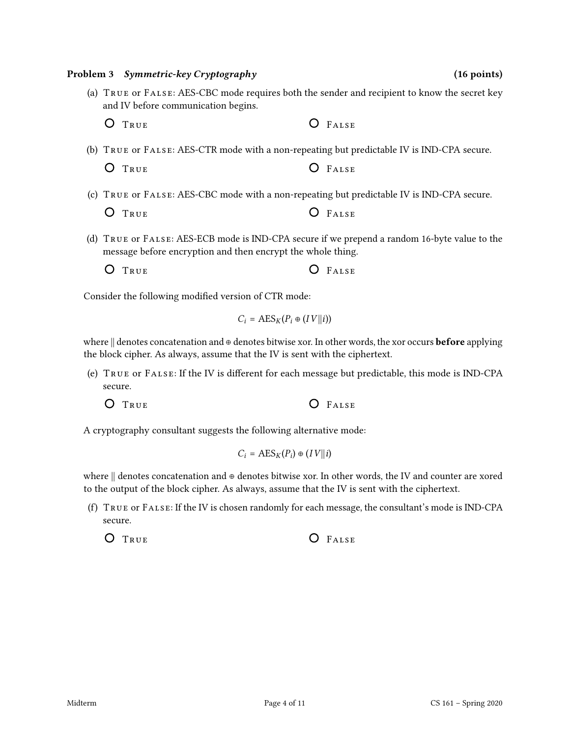**Problem 3** ***Symmetric-key Cryptography*** **(16 points)**

(a) TRUE or FALSE: AES-CBC mode requires both the sender and recipient to know the secret key and IV before communication begins.

○ TRUE ○ FALSE

(b) TRUE or FALSE: AES-CTR mode with a non-repeating but predictable IV is IND-CPA secure.

○ TRUE ○ FALSE

(c) TRUE or FALSE: AES-CBC mode with a non-repeating but predictable IV is IND-CPA secure.

○ TRUE ○ FALSE

(d) TRUE or FALSE: AES-ECB mode is IND-CPA secure if we prepend a random 16-byte value to the message before encryption and then encrypt the whole thing.

○ TRUE ○ FALSE

Consider the following modified version of CTR mode:

$$C_i = \text{AES}_K(P_i \oplus (IV \| i))$$

where $\|$ denotes concatenation and $\oplus$ denotes bitwise xor. In other words, the xor occurs **before** applying the block cipher. As always, assume that the IV is sent with the ciphertext.

(e) TRUE or FALSE: If the IV is different for each message but predictable, this mode is IND-CPA secure.

○ TRUE ○ FALSE

A cryptography consultant suggests the following alternative mode:

$$C_i = \text{AES}_K(P_i) \oplus (IV \| i)$$

where $\|$ denotes concatenation and $\oplus$ denotes bitwise xor. In other words, the IV and counter are xored to the output of the block cipher. As always, assume that the IV is sent with the ciphertext.

(f) TRUE or FALSE: If the IV is chosen randomly for each message, the consultant's mode is IND-CPA secure.

○ TRUE ○ FALSE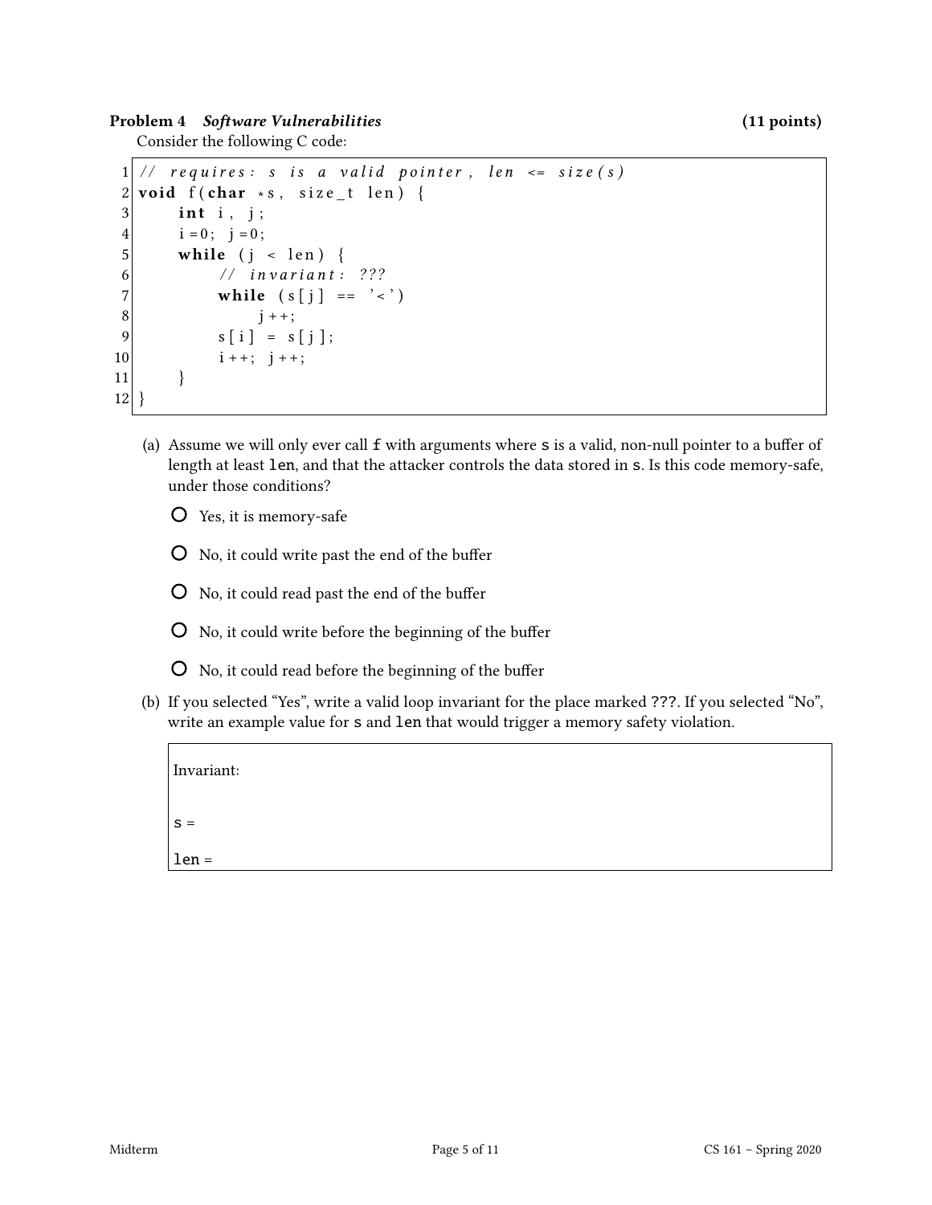**Problem 4** ***Software Vulnerabilities*** **(11 points)**

Consider the following C code:

```
1  // requires: s is a valid pointer, len <= size(s)
2  void f(char *s, size_t len) {
3      int i, j;
4      i=0; j=0;
5      while (j < len) {
6          // invariant: ???
7          while (s[j] == '<')
8              j++;
9          s[i] = s[j];
10         i++; j++;
11     }
12 }
```

(a) Assume we will only ever call `f` with arguments where `s` is a valid, non-null pointer to a buffer of length at least `len`, and that the attacker controls the data stored in `s`. Is this code memory-safe, under those conditions?

- ○ Yes, it is memory-safe
- ○ No, it could write past the end of the buffer
- ○ No, it could read past the end of the buffer
- ○ No, it could write before the beginning of the buffer
- ○ No, it could read before the beginning of the buffer

(b) If you selected "Yes", write a valid loop invariant for the place marked `???`. If you selected "No", write an example value for `s` and `len` that would trigger a memory safety violation.

Invariant:

`s` =

`len` =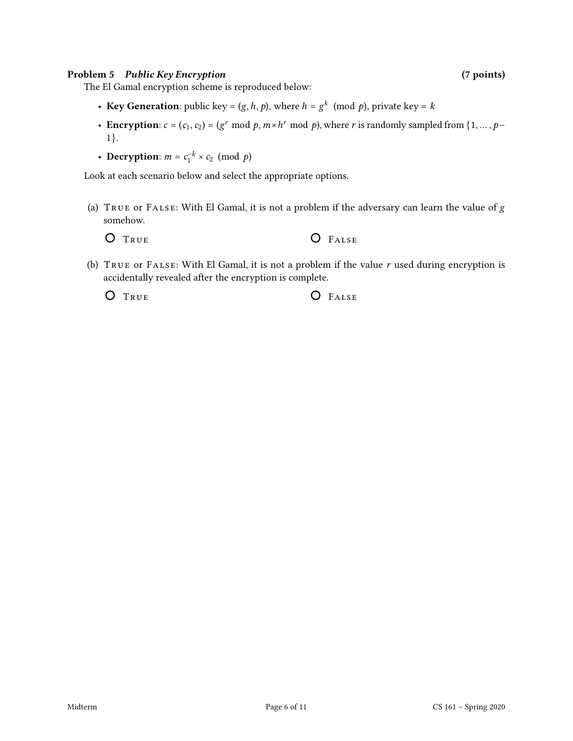**Problem 5** ***Public Key Encryption*** **(7 points)**

The El Gamal encryption scheme is reproduced below:

- **Key Generation**: public key = $(g, h, p)$, where $h = g^k \pmod{p}$, private key = $k$
- **Encryption**: $c = (c_1, c_2) = (g^r \bmod p, m \times h^r \bmod p)$, where $r$ is randomly sampled from $\{1, \ldots, p-1\}$.
- **Decryption**: $m = c_1^{-k} \times c_2 \pmod{p}$

Look at each scenario below and select the appropriate options.

(a) TRUE or FALSE: With El Gamal, it is not a problem if the adversary can learn the value of $g$ somehow.

○ TRUE ○ FALSE

(b) TRUE or FALSE: With El Gamal, it is not a problem if the value $r$ used during encryption is accidentally revealed after the encryption is complete.

○ TRUE ○ FALSE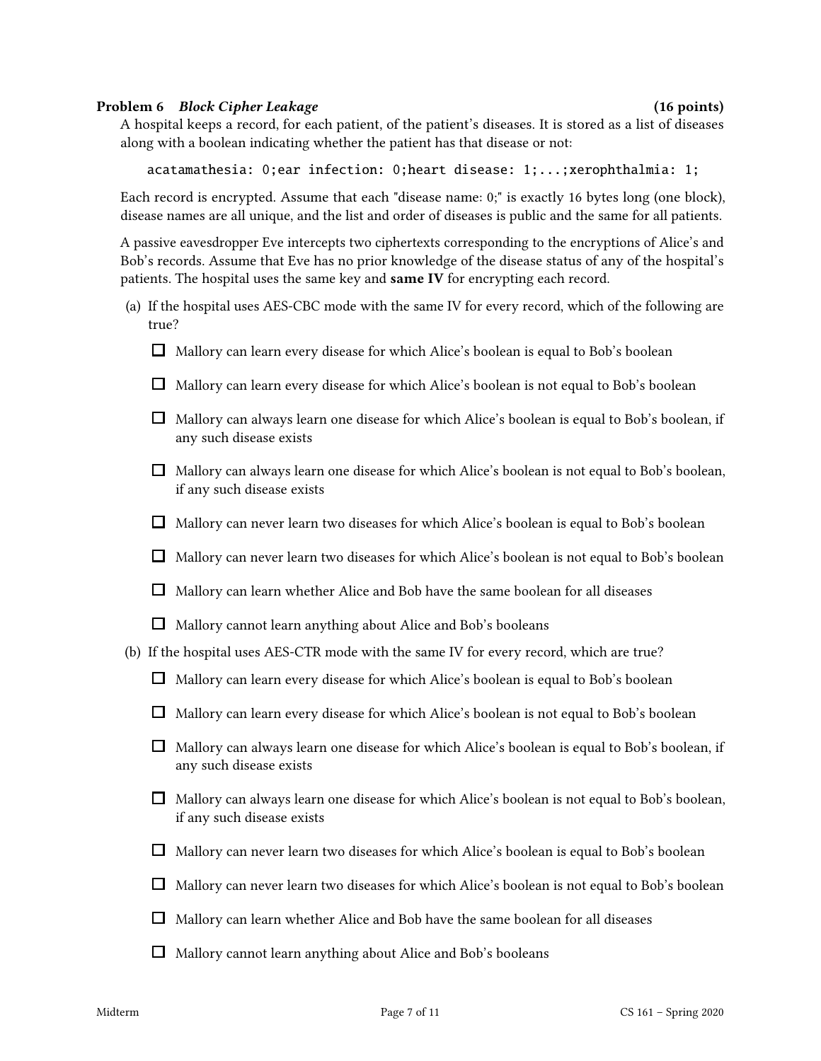**Problem 6** ***Block Cipher Leakage*** **(16 points)**

A hospital keeps a record, for each patient, of the patient's diseases. It is stored as a list of diseases along with a boolean indicating whether the patient has that disease or not:

```
acatamathesia: 0;ear infection: 0;heart disease: 1;...;xerophthalmia: 1;
```

Each record is encrypted. Assume that each "disease name: 0;" is exactly 16 bytes long (one block), disease names are all unique, and the list and order of diseases is public and the same for all patients.

A passive eavesdropper Eve intercepts two ciphertexts corresponding to the encryptions of Alice's and Bob's records. Assume that Eve has no prior knowledge of the disease status of any of the hospital's patients. The hospital uses the same key and **same IV** for encrypting each record.

(a) If the hospital uses AES-CBC mode with the same IV for every record, which of the following are true?

- ☐ Mallory can learn every disease for which Alice's boolean is equal to Bob's boolean
- ☐ Mallory can learn every disease for which Alice's boolean is not equal to Bob's boolean
- ☐ Mallory can always learn one disease for which Alice's boolean is equal to Bob's boolean, if any such disease exists
- ☐ Mallory can always learn one disease for which Alice's boolean is not equal to Bob's boolean, if any such disease exists
- ☐ Mallory can never learn two diseases for which Alice's boolean is equal to Bob's boolean
- ☐ Mallory can never learn two diseases for which Alice's boolean is not equal to Bob's boolean
- ☐ Mallory can learn whether Alice and Bob have the same boolean for all diseases
- ☐ Mallory cannot learn anything about Alice and Bob's booleans

(b) If the hospital uses AES-CTR mode with the same IV for every record, which are true?

- ☐ Mallory can learn every disease for which Alice's boolean is equal to Bob's boolean
- ☐ Mallory can learn every disease for which Alice's boolean is not equal to Bob's boolean
- ☐ Mallory can always learn one disease for which Alice's boolean is equal to Bob's boolean, if any such disease exists
- ☐ Mallory can always learn one disease for which Alice's boolean is not equal to Bob's boolean, if any such disease exists
- ☐ Mallory can never learn two diseases for which Alice's boolean is equal to Bob's boolean
- ☐ Mallory can never learn two diseases for which Alice's boolean is not equal to Bob's boolean
- ☐ Mallory can learn whether Alice and Bob have the same boolean for all diseases
- ☐ Mallory cannot learn anything about Alice and Bob's booleans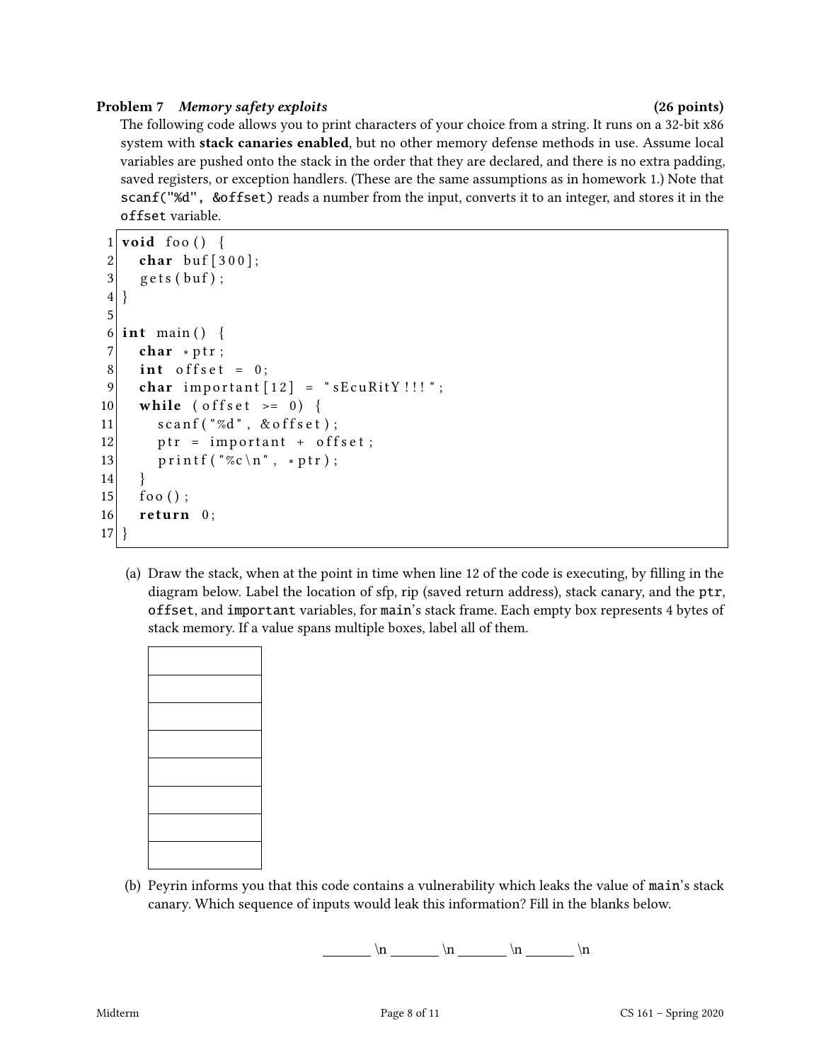**Problem 7** *Memory safety exploits* **(26 points)**

The following code allows you to print characters of your choice from a string. It runs on a 32-bit x86 system with **stack canaries enabled**, but no other memory defense methods in use. Assume local variables are pushed onto the stack in the order that they are declared, and there is no extra padding, saved registers, or exception handlers. (These are the same assumptions as in homework 1.) Note that `scanf("%d", &offset)` reads a number from the input, converts it to an integer, and stores it in the `offset` variable.

```c
 1 void foo() {
 2   char buf[300];
 3   gets(buf);
 4 }
 5
 6 int main() {
 7   char *ptr;
 8   int offset = 0;
 9   char important[12] = "sEcuRitY!!!";
10   while (offset >= 0) {
11     scanf("%d", &offset);
12     ptr = important + offset;
13     printf("%c\n", *ptr);
14   }
15   foo();
16   return 0;
17 }
```

(a) Draw the stack, when at the point in time when line 12 of the code is executing, by filling in the diagram below. Label the location of sfp, rip (saved return address), stack canary, and the `ptr`, `offset`, and `important` variables, for `main`'s stack frame. Each empty box represents 4 bytes of stack memory. If a value spans multiple boxes, label all of them.

| |
|---|
| |
| |
| |
| |
| |
| |
| |
| |

(b) Peyrin informs you that this code contains a vulnerability which leaks the value of `main`'s stack canary. Which sequence of inputs would leak this information? Fill in the blanks below.

_______ \n _______ \n _______ \n _______ \n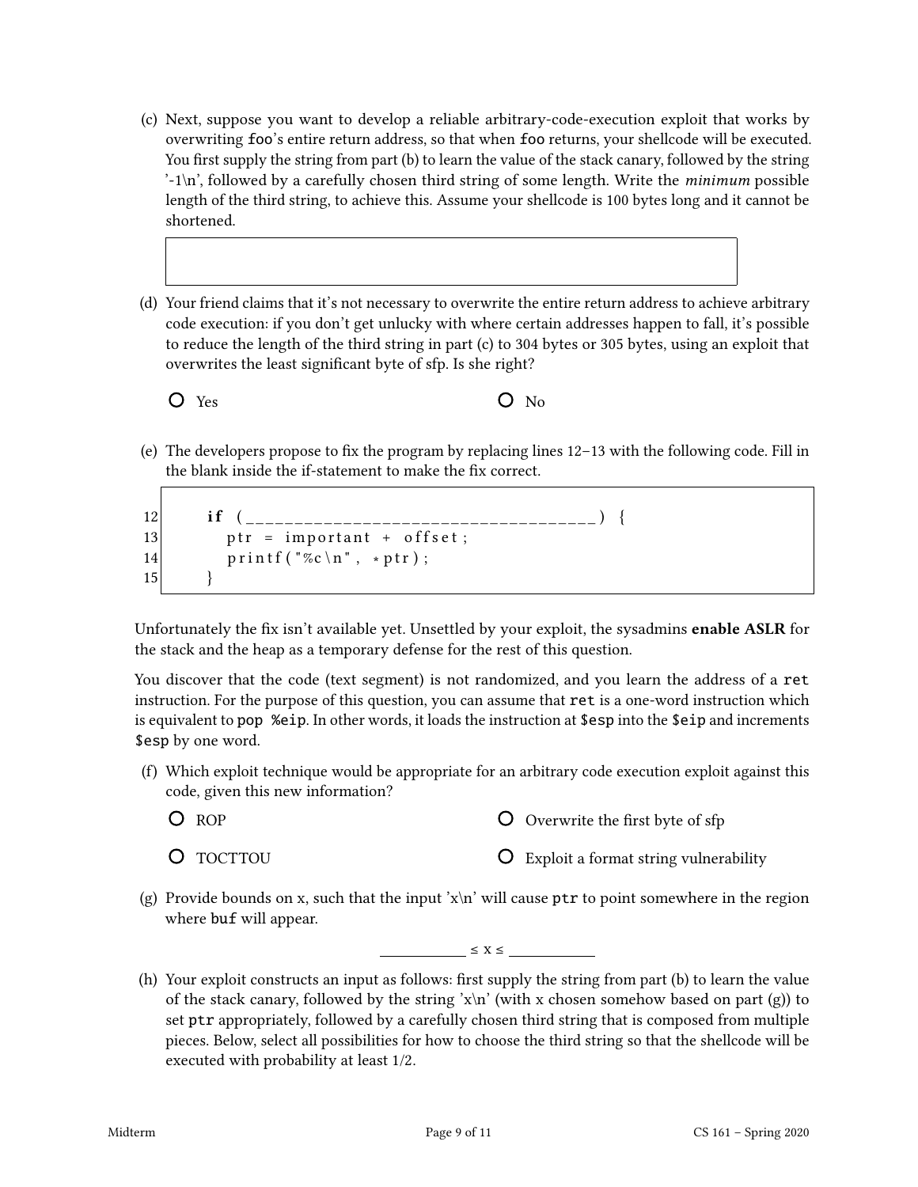(c) Next, suppose you want to develop a reliable arbitrary-code-execution exploit that works by overwriting foo's entire return address, so that when foo returns, your shellcode will be executed. You first supply the string from part (b) to learn the value of the stack canary, followed by the string '-1\n', followed by a carefully chosen third string of some length. Write the *minimum* possible length of the third string, to achieve this. Assume your shellcode is 100 bytes long and it cannot be shortened.

(d) Your friend claims that it's not necessary to overwrite the entire return address to achieve arbitrary code execution: if you don't get unlucky with where certain addresses happen to fall, it's possible to reduce the length of the third string in part (c) to 304 bytes or 305 bytes, using an exploit that overwrites the least significant byte of sfp. Is she right?

- ○ Yes
- ○ No

(e) The developers propose to fix the program by replacing lines 12–13 with the following code. Fill in the blank inside the if-statement to make the fix correct.

```
12      if (___________________________________) {
13        ptr = important + offset;
14        printf("%c\n", *ptr);
15      }
```

Unfortunately the fix isn't available yet. Unsettled by your exploit, the sysadmins **enable ASLR** for the stack and the heap as a temporary defense for the rest of this question.

You discover that the code (text segment) is not randomized, and you learn the address of a `ret` instruction. For the purpose of this question, you can assume that `ret` is a one-word instruction which is equivalent to `pop %eip`. In other words, it loads the instruction at `$esp` into the `$eip` and increments `$esp` by one word.

(f) Which exploit technique would be appropriate for an arbitrary code execution exploit against this code, given this new information?

- ○ ROP
- ○ Overwrite the first byte of sfp
- ○ TOCTTOU
- ○ Exploit a format string vulnerability

(g) Provide bounds on x, such that the input 'x\n' will cause ptr to point somewhere in the region where buf will appear.

$$\_\_\_\_\_\_ \leq x \leq \_\_\_\_\_\_$$

(h) Your exploit constructs an input as follows: first supply the string from part (b) to learn the value of the stack canary, followed by the string 'x\n' (with x chosen somehow based on part (g)) to set ptr appropriately, followed by a carefully chosen third string that is composed from multiple pieces. Below, select all possibilities for how to choose the third string so that the shellcode will be executed with probability at least 1/2.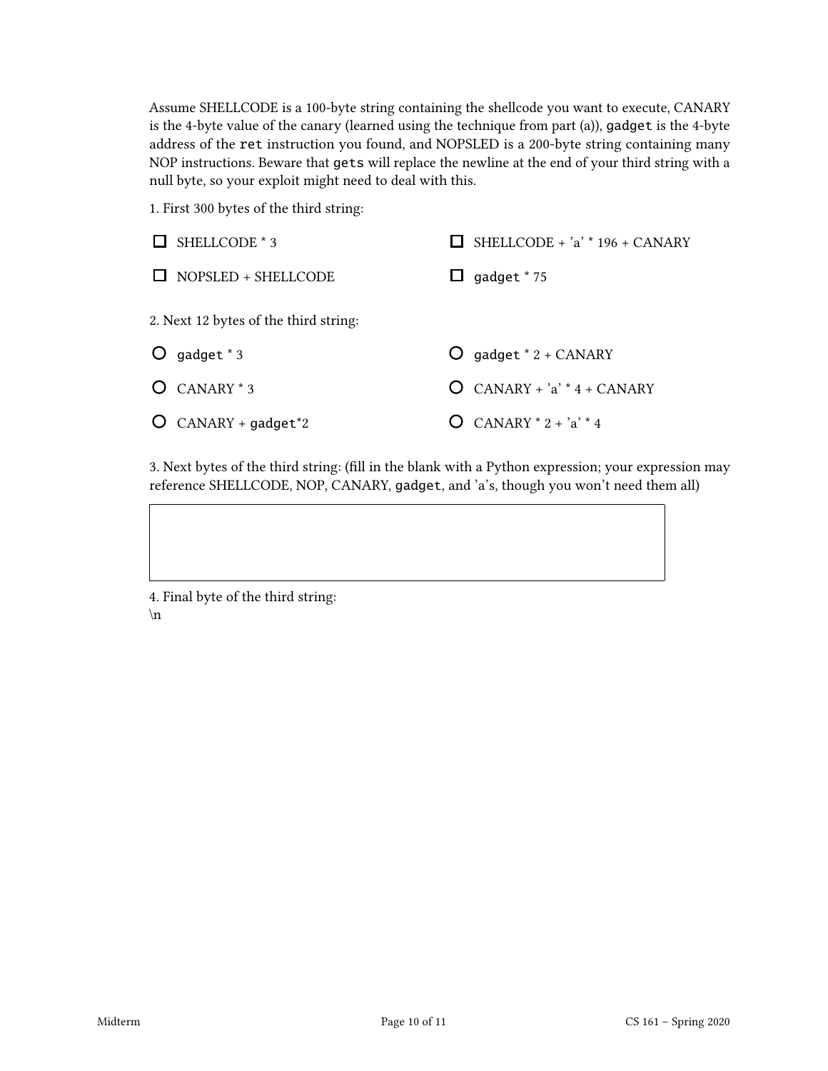Assume SHELLCODE is a 100-byte string containing the shellcode you want to execute, CANARY is the 4-byte value of the canary (learned using the technique from part (a)), `gadget` is the 4-byte address of the `ret` instruction you found, and NOPSLED is a 200-byte string containing many NOP instructions. Beware that `gets` will replace the newline at the end of your third string with a null byte, so your exploit might need to deal with this.

1. First 300 bytes of the third string:

- ☐ SHELLCODE * 3
- ☐ SHELLCODE + 'a' * 196 + CANARY
- ☐ NOPSLED + SHELLCODE
- ☐ `gadget` * 75

2. Next 12 bytes of the third string:

- ○ `gadget` * 3
- ○ `gadget` * 2 + CANARY
- ○ CANARY * 3
- ○ CANARY + 'a' * 4 + CANARY
- ○ CANARY + `gadget`*2
- ○ CANARY * 2 + 'a' * 4

3. Next bytes of the third string: (fill in the blank with a Python expression; your expression may reference SHELLCODE, NOP, CANARY, `gadget`, and 'a's, though you won't need them all)

| |
|---|
| |

4. Final byte of the third string:
\n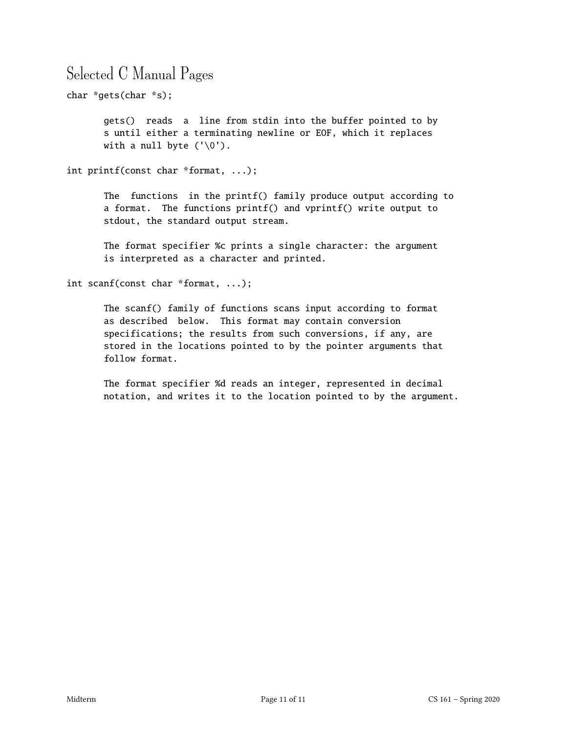# Selected C Manual Pages

```
char *gets(char *s);

       gets()  reads  a  line from stdin into the buffer pointed to by
       s until either a terminating newline or EOF, which it replaces
       with a null byte ('\0').

int printf(const char *format, ...);

       The  functions  in the printf() family produce output according to
       a format.  The functions printf() and vprintf() write output to
       stdout, the standard output stream.

       The format specifier %c prints a single character: the argument
       is interpreted as a character and printed.

int scanf(const char *format, ...);

       The scanf() family of functions scans input according to format
       as described  below.  This format may contain conversion
       specifications; the results from such conversions, if any, are
       stored in the locations pointed to by the pointer arguments that
       follow format.

       The format specifier %d reads an integer, represented in decimal
       notation, and writes it to the location pointed to by the argument.
```